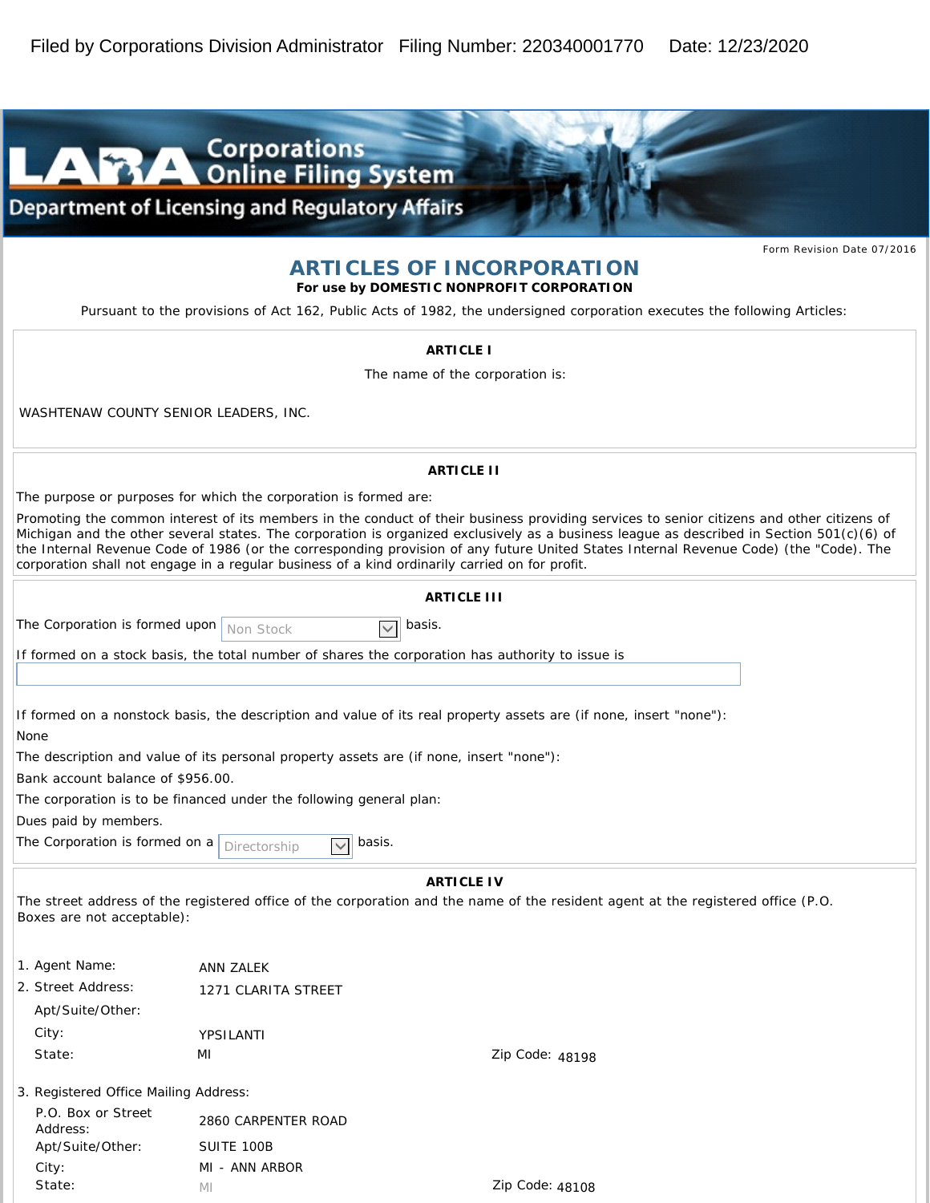Filed by Corporations Division Administrator Filing Number: 220340001770 Date: 12/23/2020

LARA Corporations Online Filing System

Department of Licensing and Regulatory Affairs

Form Revision Date 07/2016

# ARTICLES OF INCORPORATION

**For use by DOMESTIC NONPROFIT CORPORATION**

Pursuant to the provisions of Act 162, Public Acts of 1982, the undersigned corporation executes the following Articles:

## ARTICLE I

The name of the corporation is:

WASHTENAW COUNTY SENIOR LEADERS, INC.

## ARTICLE II

The purpose or purposes for which the corporation is formed are:

Promoting the common interest of its members in the conduct of their business providing services to senior citizens and other citizens of Michigan and the other several states. The corporation is organized exclusively as a business league as described in Section 501(c)(6) of the Internal Revenue Code of 1986 (or the corresponding provision of any future United States Internal Revenue Code) (the "Code). The corporation shall not engage in a regular business of a kind ordinarily carried on for profit.

## ARTICLE III

The Corporation is formed upon Non Stock basis.

If formed on a stock basis, the total number of shares the corporation has authority to issue is

If formed on a nonstock basis, the description and value of its real property assets are (if none, insert "none"):

None

The description and value of its personal property assets are (if none, insert "none"):

Bank account balance of $956.00.

The corporation is to be financed under the following general plan:

Dues paid by members.

The Corporation is formed on a Directorship basis.

## ARTICLE IV

The street address of the registered office of the corporation and the name of the resident agent at the registered office (P.O. Boxes are not acceptable):

1. Agent Name: ANN ZALEK
2. Street Address: 1271 CLARITA STREET
   - Apt/Suite/Other:
   - City: YPSILANTI
   - State: MI
   - Zip Code: 48198
3. Registered Office Mailing Address:
   - P.O. Box or Street Address: 2860 CARPENTER ROAD
   - Apt/Suite/Other: SUITE 100B
   - City: MI - ANN ARBOR
   - State: MI
   - Zip Code: 48108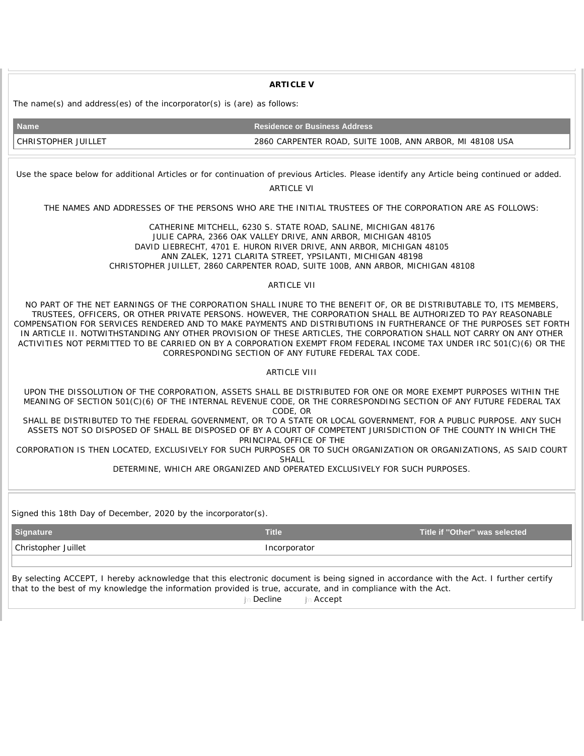**ARTICLE V**

The name(s) and address(es) of the incorporator(s) is (are) as follows:

| Name | Residence or Business Address |
| --- | --- |
| CHRISTOPHER JUILLET | 2860 CARPENTER ROAD, SUITE 100B, ANN ARBOR, MI 48108 USA |

Use the space below for additional Articles or for continuation of previous Articles. Please identify any Article being continued or added.

ARTICLE VI

THE NAMES AND ADDRESSES OF THE PERSONS WHO ARE THE INITIAL TRUSTEES OF THE CORPORATION ARE AS FOLLOWS:

CATHERINE MITCHELL, 6230 S. STATE ROAD, SALINE, MICHIGAN 48176
JULIE CAPRA, 2366 OAK VALLEY DRIVE, ANN ARBOR, MICHIGAN 48105
DAVID LIEBRECHT, 4701 E. HURON RIVER DRIVE, ANN ARBOR, MICHIGAN 48105
ANN ZALEK, 1271 CLARITA STREET, YPSILANTI, MICHIGAN 48198
CHRISTOPHER JUILLET, 2860 CARPENTER ROAD, SUITE 100B, ANN ARBOR, MICHIGAN 48108

ARTICLE VII

NO PART OF THE NET EARNINGS OF THE CORPORATION SHALL INURE TO THE BENEFIT OF, OR BE DISTRIBUTABLE TO, ITS MEMBERS, TRUSTEES, OFFICERS, OR OTHER PRIVATE PERSONS. HOWEVER, THE CORPORATION SHALL BE AUTHORIZED TO PAY REASONABLE COMPENSATION FOR SERVICES RENDERED AND TO MAKE PAYMENTS AND DISTRIBUTIONS IN FURTHERANCE OF THE PURPOSES SET FORTH IN ARTICLE II. NOTWITHSTANDING ANY OTHER PROVISION OF THESE ARTICLES, THE CORPORATION SHALL NOT CARRY ON ANY OTHER ACTIVITIES NOT PERMITTED TO BE CARRIED ON BY A CORPORATION EXEMPT FROM FEDERAL INCOME TAX UNDER IRC 501(C)(6) OR THE CORRESPONDING SECTION OF ANY FUTURE FEDERAL TAX CODE.

ARTICLE VIII

UPON THE DISSOLUTION OF THE CORPORATION, ASSETS SHALL BE DISTRIBUTED FOR ONE OR MORE EXEMPT PURPOSES WITHIN THE MEANING OF SECTION 501(C)(6) OF THE INTERNAL REVENUE CODE, OR THE CORRESPONDING SECTION OF ANY FUTURE FEDERAL TAX CODE, OR
SHALL BE DISTRIBUTED TO THE FEDERAL GOVERNMENT, OR TO A STATE OR LOCAL GOVERNMENT, FOR A PUBLIC PURPOSE. ANY SUCH ASSETS NOT SO DISPOSED OF SHALL BE DISPOSED OF BY A COURT OF COMPETENT JURISDICTION OF THE COUNTY IN WHICH THE PRINCIPAL OFFICE OF THE
CORPORATION IS THEN LOCATED, EXCLUSIVELY FOR SUCH PURPOSES OR TO SUCH ORGANIZATION OR ORGANIZATIONS, AS SAID COURT SHALL
DETERMINE, WHICH ARE ORGANIZED AND OPERATED EXCLUSIVELY FOR SUCH PURPOSES.

Signed this 18th Day of December, 2020 by the incorporator(s).

| Signature | Title | Title if "Other" was selected |
| --- | --- | --- |
| Christopher Juillet | Incorporator | |
| | | |

By selecting ACCEPT, I hereby acknowledge that this electronic document is being signed in accordance with the Act. I further certify that to the best of my knowledge the information provided is true, accurate, and in compliance with the Act.

Decline Accept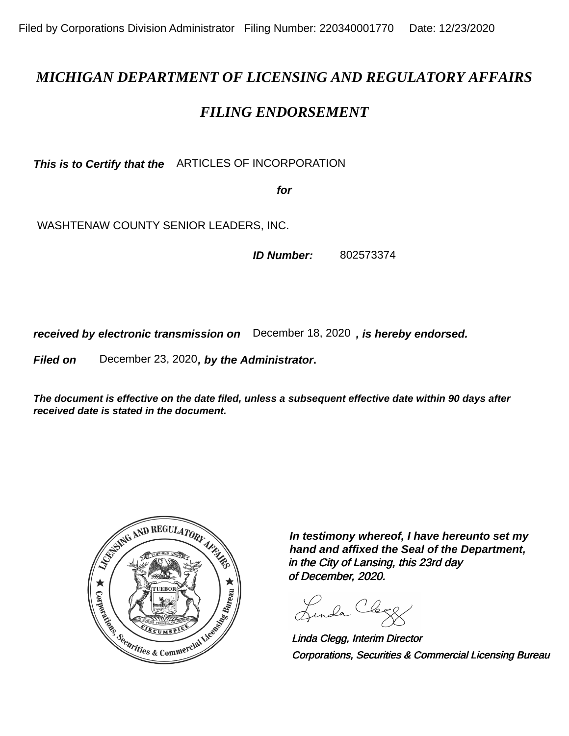Filed by Corporations Division Administrator Filing Number: 220340001770 Date: 12/23/2020

# *MICHIGAN DEPARTMENT OF LICENSING AND REGULATORY AFFAIRS*

## *FILING ENDORSEMENT*

***This is to Certify that the*** ARTICLES OF INCORPORATION

***for***

WASHTENAW COUNTY SENIOR LEADERS, INC.

***ID Number:*** 802573374

***received by electronic transmission on*** December 18, 2020 ***, is hereby endorsed.***

***Filed on*** December 23, 2020***, by the Administrator.***

***The document is effective on the date filed, unless a subsequent effective date within 90 days after received date is stated in the document.***

***In testimony whereof, I have hereunto set my hand and affixed the Seal of the Department,*** *in the City of Lansing, this 23rd day of December, 2020.*

*Linda Clegg, Interim Director*
*Corporations, Securities & Commercial Licensing Bureau*